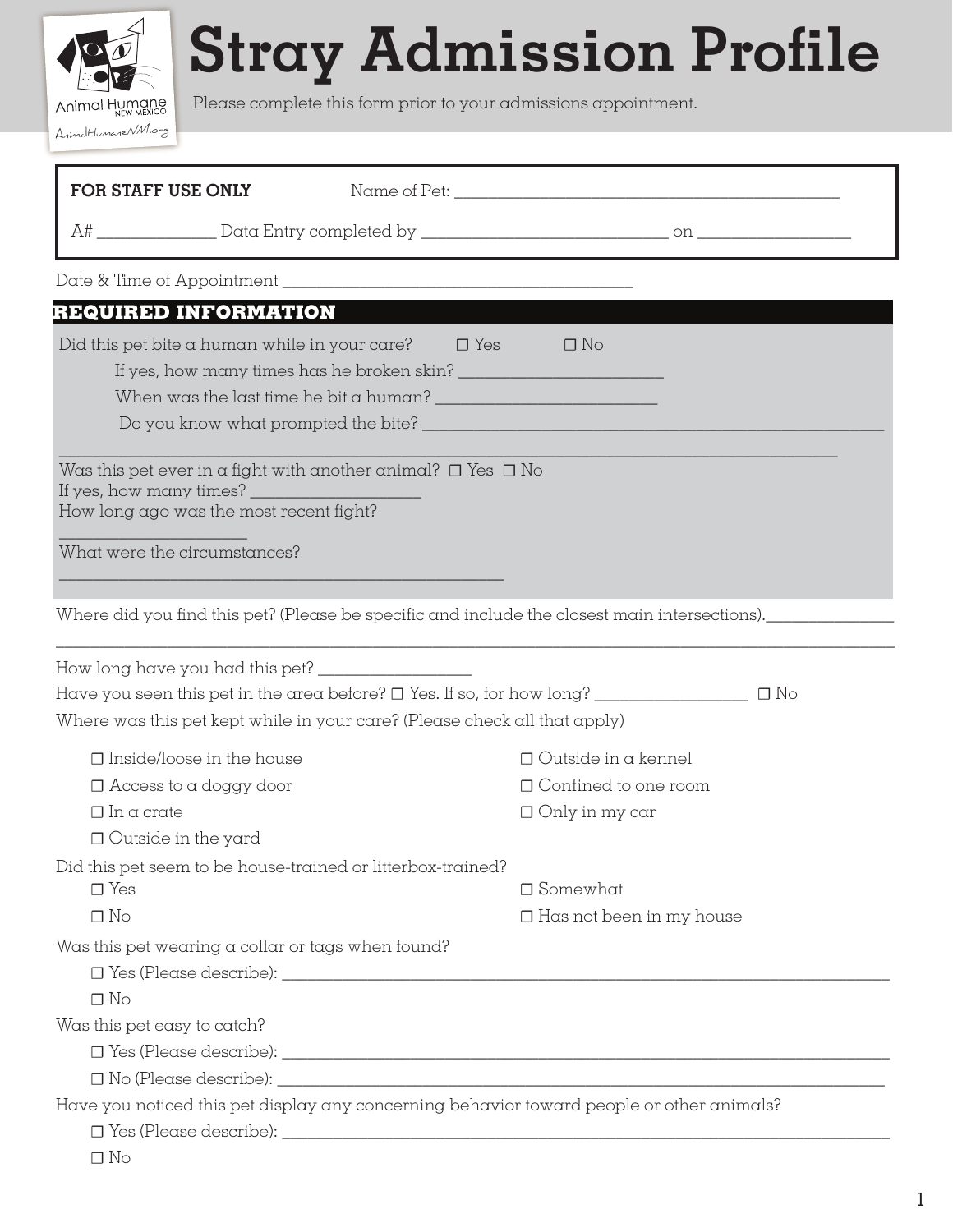# Stray Admission Profile

Animal Humane NEW MEXICO
AnimalHumaneNM.org

Please complete this form prior to your admissions appointment.

**FOR STAFF USE ONLY** Name of Pet: ______________________________

A# __________ Data Entry completed by ____________________ on ____________

Date & Time of Appointment ______________________________

## REQUIRED INFORMATION

Did this pet bite a human while in your care? ☐ Yes ☐ No

If yes, how many times has he broken skin? ________________

When was the last time he bit a human? ________________

Do you know what prompted the bite? ______________________________

______________________________

Was this pet ever in a fight with another animal? ☐ Yes ☐ No
If yes, how many times? ______________
How long ago was the most recent fight?
______________
What were the circumstances?
______________________________

Where did you find this pet? (Please be specific and include the closest main intersections).__________

______________________________

How long have you had this pet? ____________

Have you seen this pet in the area before? ☐ Yes. If so, for how long? ____________ ☐ No

Where was this pet kept while in your care? (Please check all that apply)

- ☐ Inside/loose in the house
- ☐ Access to a doggy door
- ☐ In a crate
- ☐ Outside in the yard
- ☐ Outside in a kennel
- ☐ Confined to one room
- ☐ Only in my car

Did this pet seem to be house-trained or litterbox-trained?

- ☐ Yes
- ☐ No
- ☐ Somewhat
- ☐ Has not been in my house

Was this pet wearing a collar or tags when found?

- ☐ Yes (Please describe): ______________________________
- ☐ No

Was this pet easy to catch?

- ☐ Yes (Please describe): ______________________________
- ☐ No (Please describe): ______________________________

Have you noticed this pet display any concerning behavior toward people or other animals?

- ☐ Yes (Please describe): ______________________________
- ☐ No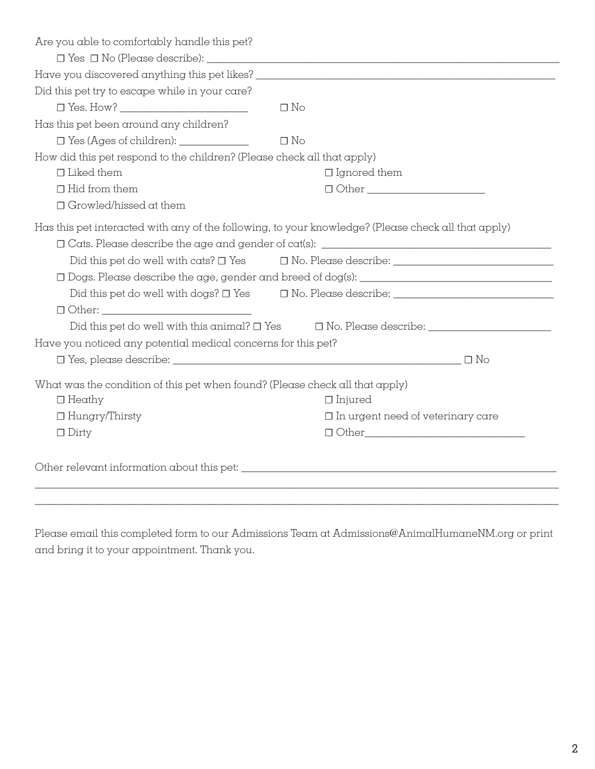Are you able to comfortably handle this pet?

☐ Yes ☐ No (Please describe): ______________________________

Have you discovered anything this pet likes? ______________________________

Did this pet try to escape while in your care?

☐ Yes. How? ____________________ ☐ No

Has this pet been around any children?

☐ Yes (Ages of children): ____________ ☐ No

How did this pet respond to the children? (Please check all that apply)

☐ Liked them
☐ Ignored them
☐ Hid from them
☐ Other ____________________
☐ Growled/hissed at them

Has this pet interacted with any of the following, to your knowledge? (Please check all that apply)

☐ Cats. Please describe the age and gender of cat(s): ______________________________

Did this pet do well with cats? ☐ Yes ☐ No. Please describe: ______________________________

☐ Dogs. Please describe the age, gender and breed of dog(s): ______________________________

Did this pet do well with dogs? ☐ Yes ☐ No. Please describe: ______________________________

☐ Other: ______________________________

Did this pet do well with this animal? ☐ Yes ☐ No. Please describe: ______________________________

Have you noticed any potential medical concerns for this pet?

☐ Yes, please describe: ______________________________ ☐ No

What was the condition of this pet when found? (Please check all that apply)

☐ Heathy
☐ Injured
☐ Hungry/Thirsty
☐ In urgent need of veterinary care
☐ Dirty
☐ Other______________________________

Other relevant information about this pet: ______________________________

______________________________

______________________________

Please email this completed form to our Admissions Team at Admissions@AnimalHumaneNM.org or print and bring it to your appointment. Thank you.